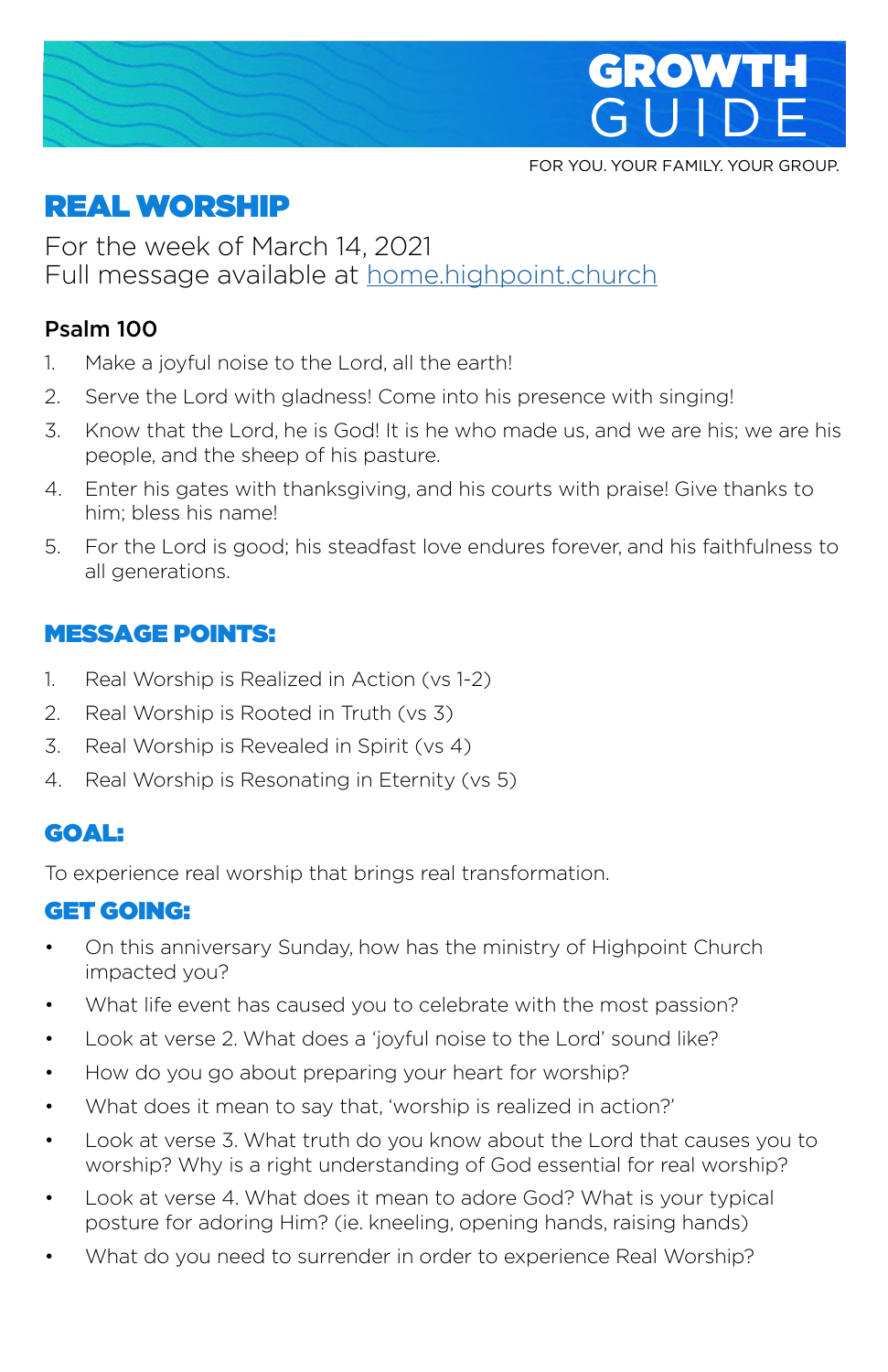# GROWTH GUIDE

FOR YOU. YOUR FAMILY. YOUR GROUP.

## REAL WORSHIP

For the week of March 14, 2021
Full message available at home.highpoint.church

### Psalm 100

1. Make a joyful noise to the Lord, all the earth!
2. Serve the Lord with gladness! Come into his presence with singing!
3. Know that the Lord, he is God! It is he who made us, and we are his; we are his people, and the sheep of his pasture.
4. Enter his gates with thanksgiving, and his courts with praise! Give thanks to him; bless his name!
5. For the Lord is good; his steadfast love endures forever, and his faithfulness to all generations.

## MESSAGE POINTS:

1. Real Worship is Realized in Action (vs 1-2)
2. Real Worship is Rooted in Truth (vs 3)
3. Real Worship is Revealed in Spirit (vs 4)
4. Real Worship is Resonating in Eternity (vs 5)

## GOAL:

To experience real worship that brings real transformation.

## GET GOING:

- On this anniversary Sunday, how has the ministry of Highpoint Church impacted you?
- What life event has caused you to celebrate with the most passion?
- Look at verse 2. What does a 'joyful noise to the Lord' sound like?
- How do you go about preparing your heart for worship?
- What does it mean to say that, 'worship is realized in action?'
- Look at verse 3. What truth do you know about the Lord that causes you to worship? Why is a right understanding of God essential for real worship?
- Look at verse 4. What does it mean to adore God? What is your typical posture for adoring Him? (ie. kneeling, opening hands, raising hands)
- What do you need to surrender in order to experience Real Worship?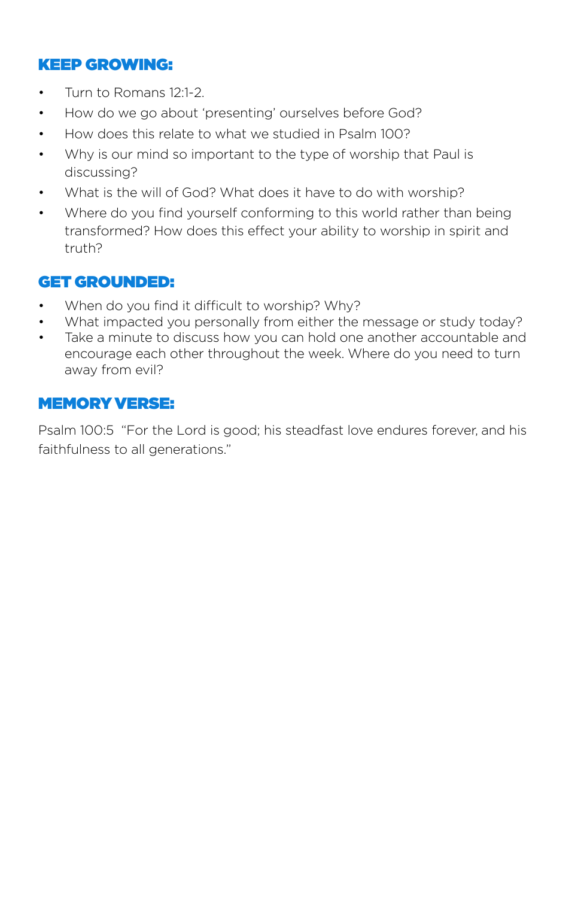## KEEP GROWING:

- Turn to Romans 12:1-2.
- How do we go about 'presenting' ourselves before God?
- How does this relate to what we studied in Psalm 100?
- Why is our mind so important to the type of worship that Paul is discussing?
- What is the will of God? What does it have to do with worship?
- Where do you find yourself conforming to this world rather than being transformed? How does this effect your ability to worship in spirit and truth?

## GET GROUNDED:

- When do you find it difficult to worship? Why?
- What impacted you personally from either the message or study today?
- Take a minute to discuss how you can hold one another accountable and encourage each other throughout the week. Where do you need to turn away from evil?

## MEMORY VERSE:

Psalm 100:5 "For the Lord is good; his steadfast love endures forever, and his faithfulness to all generations."